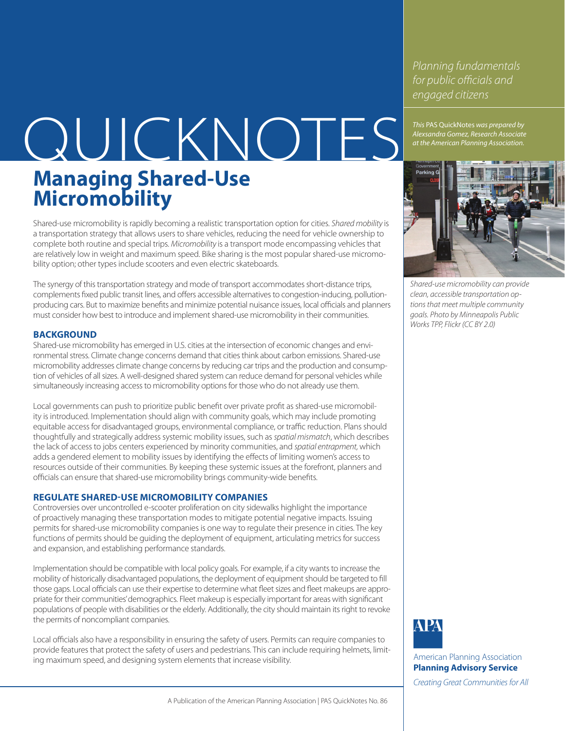# QUICKNOTES

*Planning fundamentals for public officials and engaged citizens*

*This* PAS QuickNotes *was prepared by Alexsandra Gomez, Research Associate at the American Planning Association.*

## Managing Shared-Use Micromobility

Shared-use micromobility is rapidly becoming a realistic transportation option for cities. *Shared mobility* is a transportation strategy that allows users to share vehicles, reducing the need for vehicle ownership to complete both routine and special trips. *Micromobility* is a transport mode encompassing vehicles that are relatively low in weight and maximum speed. Bike sharing is the most popular shared-use micromobility option; other types include scooters and even electric skateboards.

The synergy of this transportation strategy and mode of transport accommodates short-distance trips, complements fixed public transit lines, and offers accessible alternatives to congestion-inducing, pollution-producing cars. But to maximize benefits and minimize potential nuisance issues, local officials and planners must consider how best to introduce and implement shared-use micromobility in their communities.

*Shared-use micromobility can provide clean, accessible transportation options that meet multiple community goals. Photo by Minneapolis Public Works TPP, Flickr (CC BY 2.0)*

### BACKGROUND

Shared-use micromobility has emerged in U.S. cities at the intersection of economic changes and environmental stress. Climate change concerns demand that cities think about carbon emissions. Shared-use micromobility addresses climate change concerns by reducing car trips and the production and consumption of vehicles of all sizes. A well-designed shared system can reduce demand for personal vehicles while simultaneously increasing access to micromobility options for those who do not already use them.

Local governments can push to prioritize public benefit over private profit as shared-use micromobility is introduced. Implementation should align with community goals, which may include promoting equitable access for disadvantaged groups, environmental compliance, or traffic reduction. Plans should thoughtfully and strategically address systemic mobility issues, such as *spatial mismatch*, which describes the lack of access to jobs centers experienced by minority communities, and *spatial entrapment,* which adds a gendered element to mobility issues by identifying the effects of limiting women's access to resources outside of their communities. By keeping these systemic issues at the forefront, planners and officials can ensure that shared-use micromobility brings community-wide benefits.

### REGULATE SHARED-USE MICROMOBILITY COMPANIES

Controversies over uncontrolled e-scooter proliferation on city sidewalks highlight the importance of proactively managing these transportation modes to mitigate potential negative impacts. Issuing permits for shared-use micromobility companies is one way to regulate their presence in cities. The key functions of permits should be guiding the deployment of equipment, articulating metrics for success and expansion, and establishing performance standards.

Implementation should be compatible with local policy goals. For example, if a city wants to increase the mobility of historically disadvantaged populations, the deployment of equipment should be targeted to fill those gaps. Local officials can use their expertise to determine what fleet sizes and fleet makeups are appropriate for their communities' demographics. Fleet makeup is especially important for areas with significant populations of people with disabilities or the elderly. Additionally, the city should maintain its right to revoke the permits of noncompliant companies.

Local officials also have a responsibility in ensuring the safety of users. Permits can require companies to provide features that protect the safety of users and pedestrians. This can include requiring helmets, limiting maximum speed, and designing system elements that increase visibility.

American Planning Association
**Planning Advisory Service**
*Creating Great Communities for All*

A Publication of the American Planning Association | PAS QuickNotes No. 86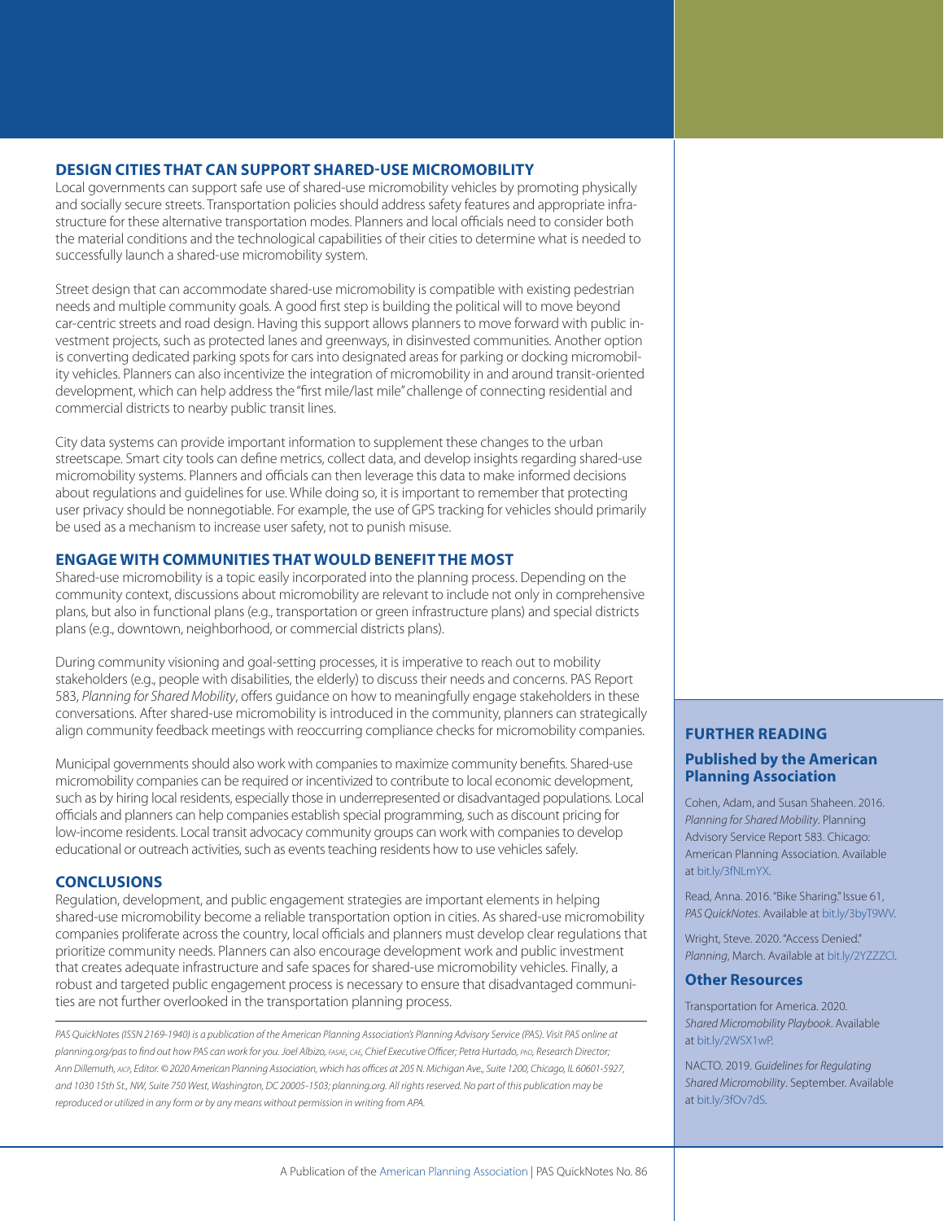## DESIGN CITIES THAT CAN SUPPORT SHARED-USE MICROMOBILITY

Local governments can support safe use of shared-use micromobility vehicles by promoting physically and socially secure streets. Transportation policies should address safety features and appropriate infrastructure for these alternative transportation modes. Planners and local officials need to consider both the material conditions and the technological capabilities of their cities to determine what is needed to successfully launch a shared-use micromobility system.

Street design that can accommodate shared-use micromobility is compatible with existing pedestrian needs and multiple community goals. A good first step is building the political will to move beyond car-centric streets and road design. Having this support allows planners to move forward with public investment projects, such as protected lanes and greenways, in disinvested communities. Another option is converting dedicated parking spots for cars into designated areas for parking or docking micromobility vehicles. Planners can also incentivize the integration of micromobility in and around transit-oriented development, which can help address the "first mile/last mile" challenge of connecting residential and commercial districts to nearby public transit lines.

City data systems can provide important information to supplement these changes to the urban streetscape. Smart city tools can define metrics, collect data, and develop insights regarding shared-use micromobility systems. Planners and officials can then leverage this data to make informed decisions about regulations and guidelines for use. While doing so, it is important to remember that protecting user privacy should be nonnegotiable. For example, the use of GPS tracking for vehicles should primarily be used as a mechanism to increase user safety, not to punish misuse.

## ENGAGE WITH COMMUNITIES THAT WOULD BENEFIT THE MOST

Shared-use micromobility is a topic easily incorporated into the planning process. Depending on the community context, discussions about micromobility are relevant to include not only in comprehensive plans, but also in functional plans (e.g., transportation or green infrastructure plans) and special districts plans (e.g., downtown, neighborhood, or commercial districts plans).

During community visioning and goal-setting processes, it is imperative to reach out to mobility stakeholders (e.g., people with disabilities, the elderly) to discuss their needs and concerns. PAS Report 583, *Planning for Shared Mobility*, offers guidance on how to meaningfully engage stakeholders in these conversations. After shared-use micromobility is introduced in the community, planners can strategically align community feedback meetings with reoccurring compliance checks for micromobility companies.

Municipal governments should also work with companies to maximize community benefits. Shared-use micromobility companies can be required or incentivized to contribute to local economic development, such as by hiring local residents, especially those in underrepresented or disadvantaged populations. Local officials and planners can help companies establish special programming, such as discount pricing for low-income residents. Local transit advocacy community groups can work with companies to develop educational or outreach activities, such as events teaching residents how to use vehicles safely.

## CONCLUSIONS

Regulation, development, and public engagement strategies are important elements in helping shared-use micromobility become a reliable transportation option in cities. As shared-use micromobility companies proliferate across the country, local officials and planners must develop clear regulations that prioritize community needs. Planners can also encourage development work and public investment that creates adequate infrastructure and safe spaces for shared-use micromobility vehicles. Finally, a robust and targeted public engagement process is necessary to ensure that disadvantaged communities are not further overlooked in the transportation planning process.

*PAS QuickNotes (ISSN 2169-1940) is a publication of the American Planning Association's Planning Advisory Service (PAS). Visit PAS online at planning.org/pas to find out how PAS can work for you. Joel Albizo, FASAE, CAE, Chief Executive Officer; Petra Hurtado, PhD, Research Director; Ann Dillemuth, AICP, Editor. © 2020 American Planning Association, which has offices at 205 N. Michigan Ave., Suite 1200, Chicago, IL 60601-5927, and 1030 15th St., NW, Suite 750 West, Washington, DC 20005-1503; planning.org. All rights reserved. No part of this publication may be reproduced or utilized in any form or by any means without permission in writing from APA.*

## FURTHER READING

### Published by the American Planning Association

Cohen, Adam, and Susan Shaheen. 2016. *Planning for Shared Mobility*. Planning Advisory Service Report 583. Chicago: American Planning Association. Available at bit.ly/3fNLmYX.

Read, Anna. 2016. "Bike Sharing." Issue 61, *PAS QuickNotes*. Available at bit.ly/3byT9WV.

Wright, Steve. 2020. "Access Denied." *Planning*, March. Available at bit.ly/2YZZZCl.

### Other Resources

Transportation for America. 2020. *Shared Micromobility Playbook*. Available at bit.ly/2WSX1wP.

NACTO. 2019. *Guidelines for Regulating Shared Micromobility*. September. Available at bit.ly/3fOv7dS.